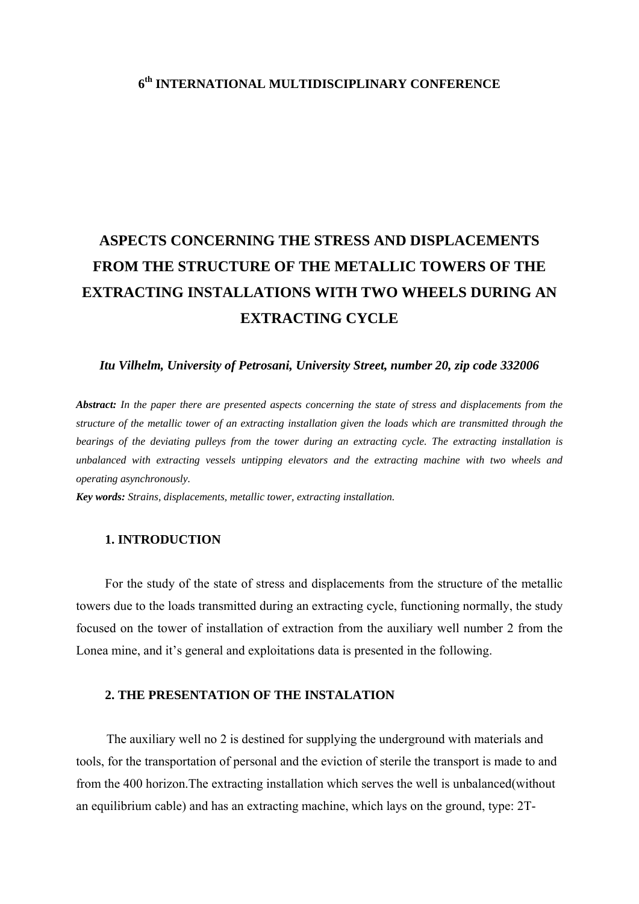**6th INTERNATIONAL MULTIDISCIPLINARY CONFERENCE**

# ASPECTS CONCERNING THE STRESS AND DISPLACEMENTS FROM THE STRUCTURE OF THE METALLIC TOWERS OF THE EXTRACTING INSTALLATIONS WITH TWO WHEELS DURING AN EXTRACTING CYCLE

***Itu Vilhelm, University of Petrosani, University Street, number 20, zip code 332006***

***Abstract:*** *In the paper there are presented aspects concerning the state of stress and displacements from the structure of the metallic tower of an extracting installation given the loads which are transmitted through the bearings of the deviating pulleys from the tower during an extracting cycle. The extracting installation is unbalanced with extracting vessels untipping elevators and the extracting machine with two wheels and operating asynchronously.*

***Key words:*** *Strains, displacements, metallic tower, extracting installation.*

## 1. INTRODUCTION

For the study of the state of stress and displacements from the structure of the metallic towers due to the loads transmitted during an extracting cycle, functioning normally, the study focused on the tower of installation of extraction from the auxiliary well number 2 from the Lonea mine, and it's general and exploitations data is presented in the following.

## 2. THE PRESENTATION OF THE INSTALATION

The auxiliary well no 2 is destined for supplying the underground with materials and tools, for the transportation of personal and the eviction of sterile the transport is made to and from the 400 horizon.The extracting installation which serves the well is unbalanced(without an equilibrium cable) and has an extracting machine, which lays on the ground, type: 2T-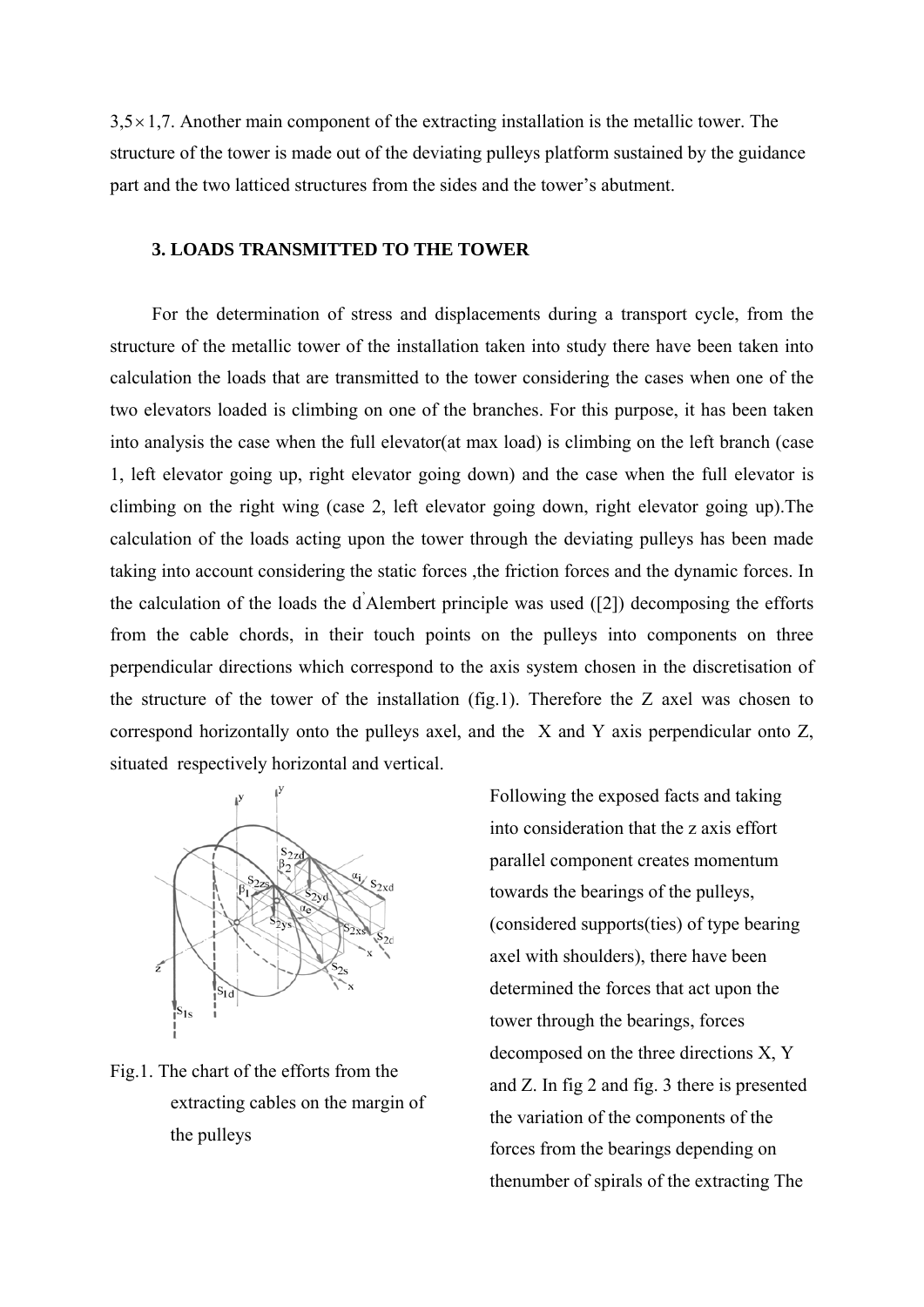$3{,}5 \times 1{,}7$. Another main component of the extracting installation is the metallic tower. The structure of the tower is made out of the deviating pulleys platform sustained by the guidance part and the two latticed structures from the sides and the tower's abutment.

### 3. LOADS TRANSMITTED TO THE TOWER

For the determination of stress and displacements during a transport cycle, from the structure of the metallic tower of the installation taken into study there have been taken into calculation the loads that are transmitted to the tower considering the cases when one of the two elevators loaded is climbing on one of the branches. For this purpose, it has been taken into analysis the case when the full elevator(at max load) is climbing on the left branch (case 1, left elevator going up, right elevator going down) and the case when the full elevator is climbing on the right wing (case 2, left elevator going down, right elevator going up).The calculation of the loads acting upon the tower through the deviating pulleys has been made taking into account considering the static forces ,the friction forces and the dynamic forces. In the calculation of the loads the d'Alembert principle was used ([2]) decomposing the efforts from the cable chords, in their touch points on the pulleys into components on three perpendicular directions which correspond to the axis system chosen in the discretisation of the structure of the tower of the installation (fig.1). Therefore the Z axel was chosen to correspond horizontally onto the pulleys axel, and the X and Y axis perpendicular onto Z, situated respectively horizontal and vertical.

Fig.1. The chart of the efforts from the extracting cables on the margin of the pulleys

Following the exposed facts and taking into consideration that the z axis effort parallel component creates momentum towards the bearings of the pulleys, (considered supports(ties) of type bearing axel with shoulders), there have been determined the forces that act upon the tower through the bearings, forces decomposed on the three directions X, Y and Z. In fig 2 and fig. 3 there is presented the variation of the components of the forces from the bearings depending on thenumber of spirals of the extracting The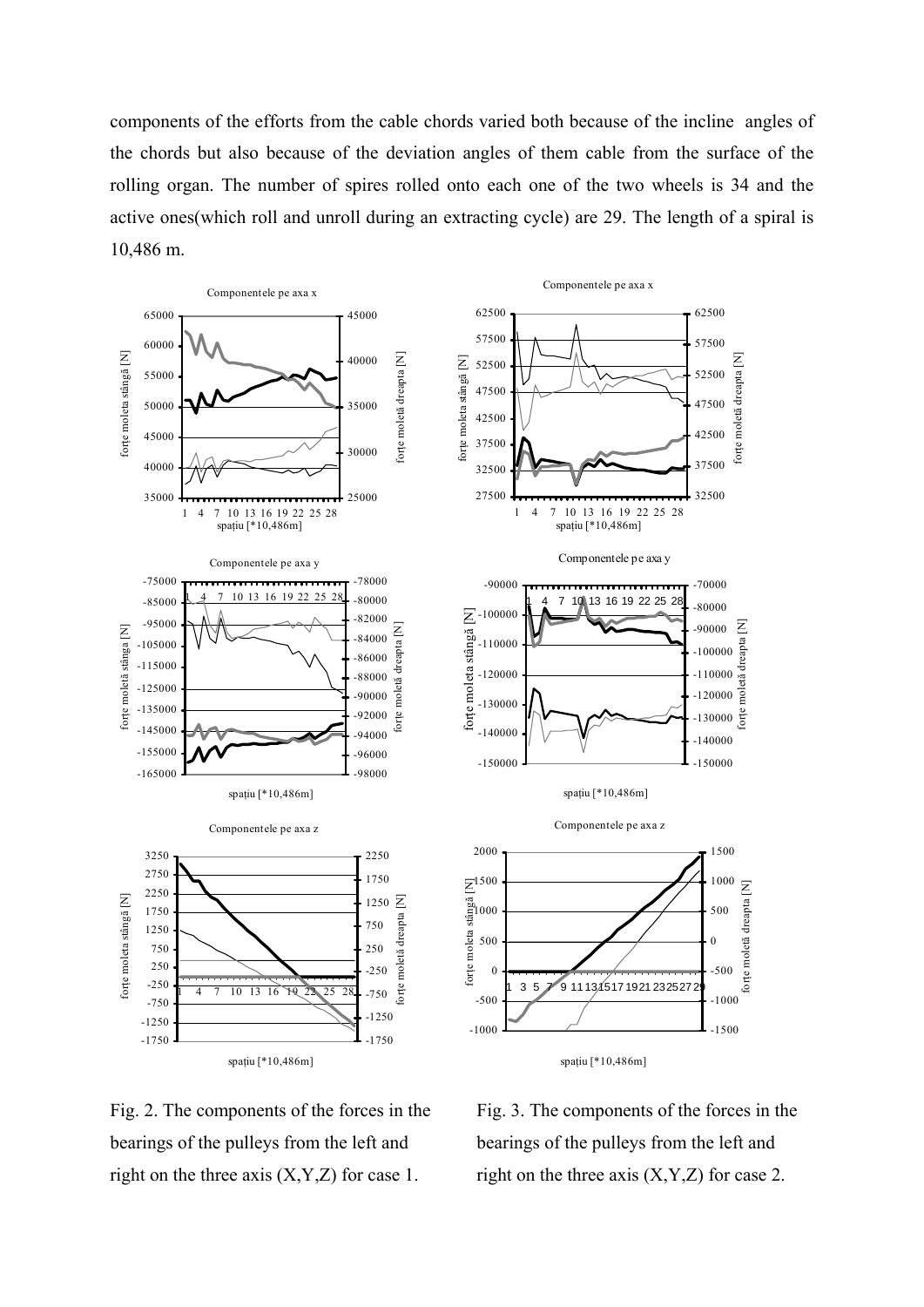components of the efforts from the cable chords varied both because of the incline angles of the chords but also because of the deviation angles of them cable from the surface of the rolling organ. The number of spires rolled onto each one of the two wheels is 34 and the active ones(which roll and unroll during an extracting cycle) are 29. The length of a spiral is 10,486 m.

Fig. 2. The components of the forces in the bearings of the pulleys from the left and right on the three axis (X,Y,Z) for case 1.

Fig. 3. The components of the forces in the bearings of the pulleys from the left and right on the three axis (X,Y,Z) for case 2.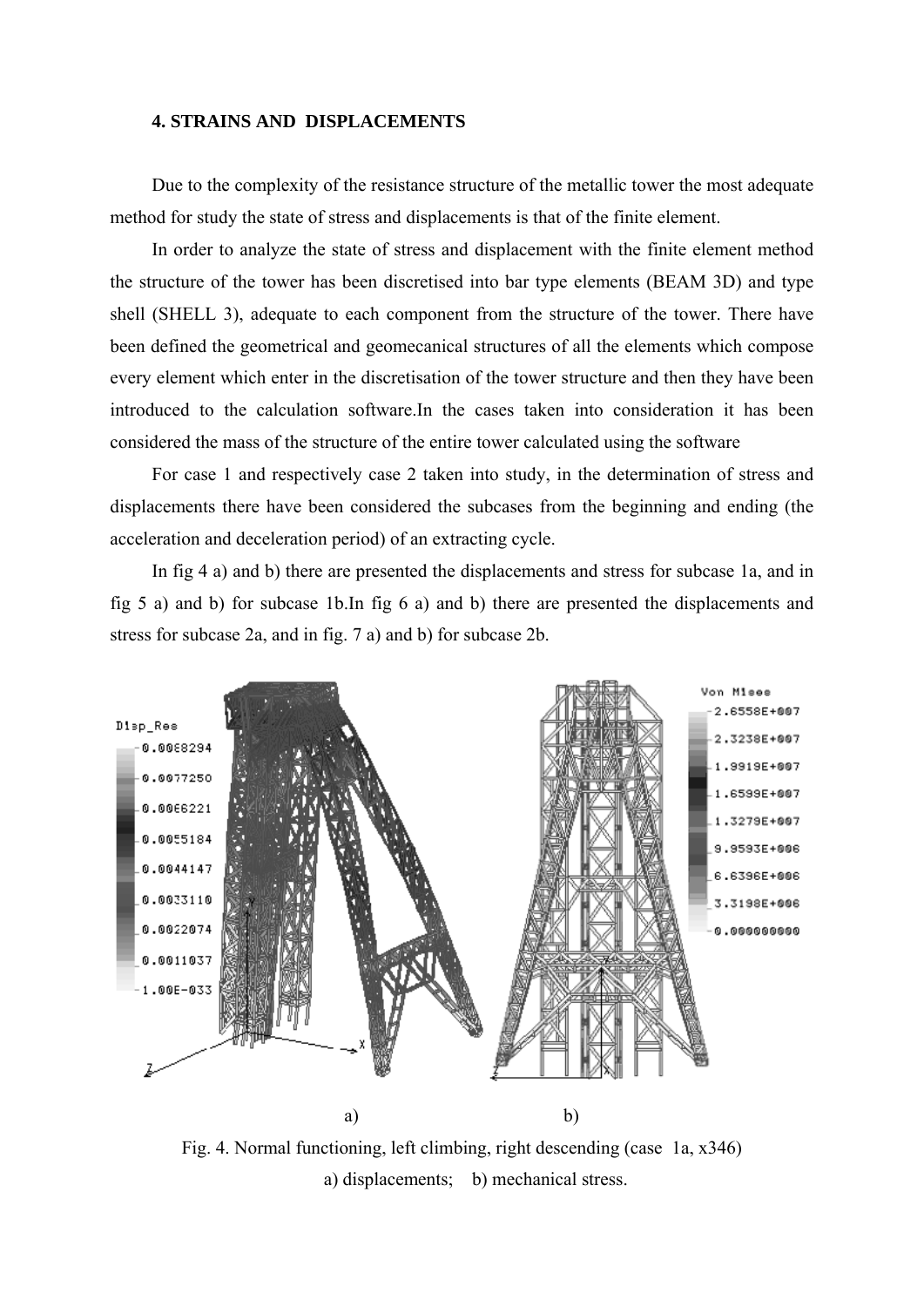### 4. STRAINS AND DISPLACEMENTS

Due to the complexity of the resistance structure of the metallic tower the most adequate method for study the state of stress and displacements is that of the finite element.

In order to analyze the state of stress and displacement with the finite element method the structure of the tower has been discretised into bar type elements (BEAM 3D) and type shell (SHELL 3), adequate to each component from the structure of the tower. There have been defined the geometrical and geomecanical structures of all the elements which compose every element which enter in the discretisation of the tower structure and then they have been introduced to the calculation software.In the cases taken into consideration it has been considered the mass of the structure of the entire tower calculated using the software

For case 1 and respectively case 2 taken into study, in the determination of stress and displacements there have been considered the subcases from the beginning and ending (the acceleration and deceleration period) of an extracting cycle.

In fig 4 a) and b) there are presented the displacements and stress for subcase 1a, and in fig 5 a) and b) for subcase 1b.In fig 6 a) and b) there are presented the displacements and stress for subcase 2a, and in fig. 7 a) and b) for subcase 2b.

a) b)

Fig. 4. Normal functioning, left climbing, right descending (case 1a, x346)
a) displacements; b) mechanical stress.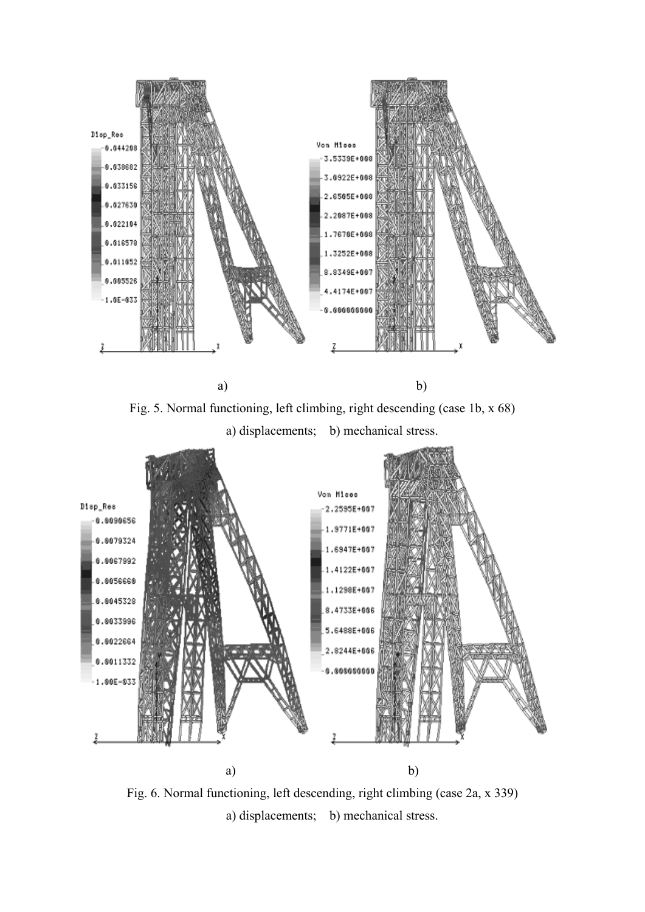a) b)

Fig. 5. Normal functioning, left climbing, right descending (case 1b, x 68)

a) displacements; b) mechanical stress.

a) b)

Fig. 6. Normal functioning, left descending, right climbing (case 2a, x 339)

a) displacements; b) mechanical stress.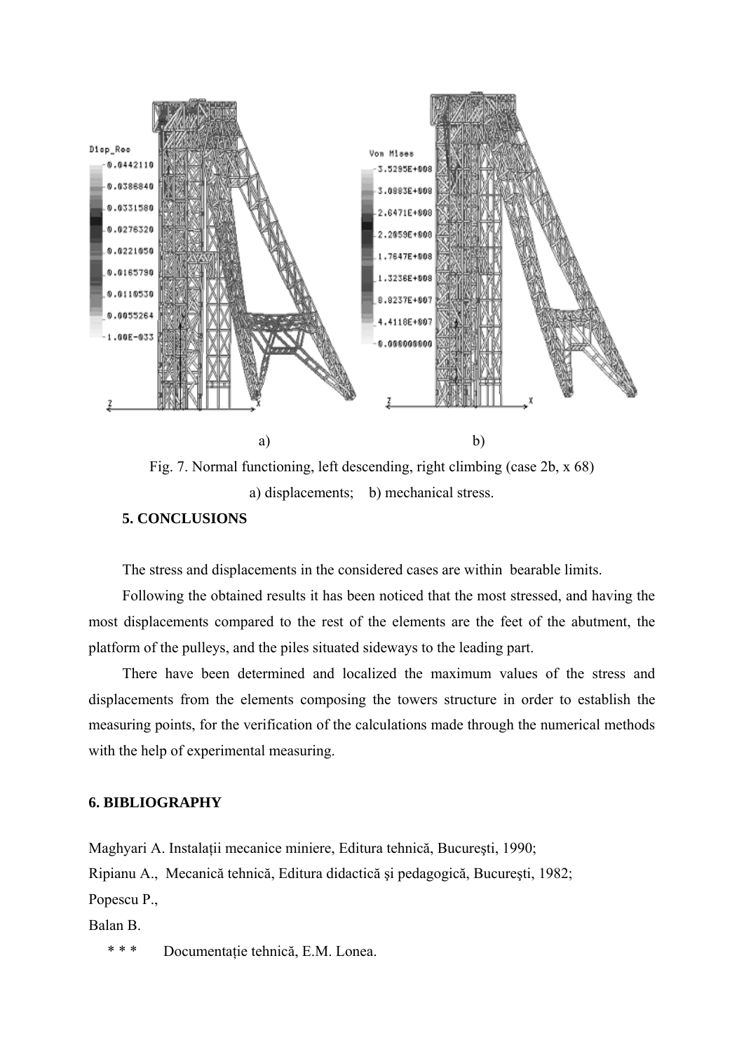Disp_Res

-0.0442110
-0.0386840
-0.0331580
-0.0276320
-0.0221050
-0.0165790
-0.0110530
-0.0055264
-1.00E-033

Von Mises

-3.5295E+008
-3.0883E+008
-2.6471E+008
-2.2059E+008
-1.7647E+008
-1.3236E+008
-8.8237E+007
-4.4118E+007
-0.000000000

a) b)

Fig. 7. Normal functioning, left descending, right climbing (case 2b, x 68)
a) displacements; b) mechanical stress.

## 5. CONCLUSIONS

The stress and displacements in the considered cases are within bearable limits.

Following the obtained results it has been noticed that the most stressed, and having the most displacements compared to the rest of the elements are the feet of the abutment, the platform of the pulleys, and the piles situated sideways to the leading part.

There have been determined and localized the maximum values of the stress and displacements from the elements composing the towers structure in order to establish the measuring points, for the verification of the calculations made through the numerical methods with the help of experimental measuring.

## 6. BIBLIOGRAPHY

Maghyari A. Instalații mecanice miniere, Editura tehnică, Bucureşti, 1990;
Ripianu A., Mecanică tehnică, Editura didactică şi pedagogică, Bucureşti, 1982;
Popescu P.,
Balan B.
\* \* \* Documentație tehnică, E.M. Lonea.